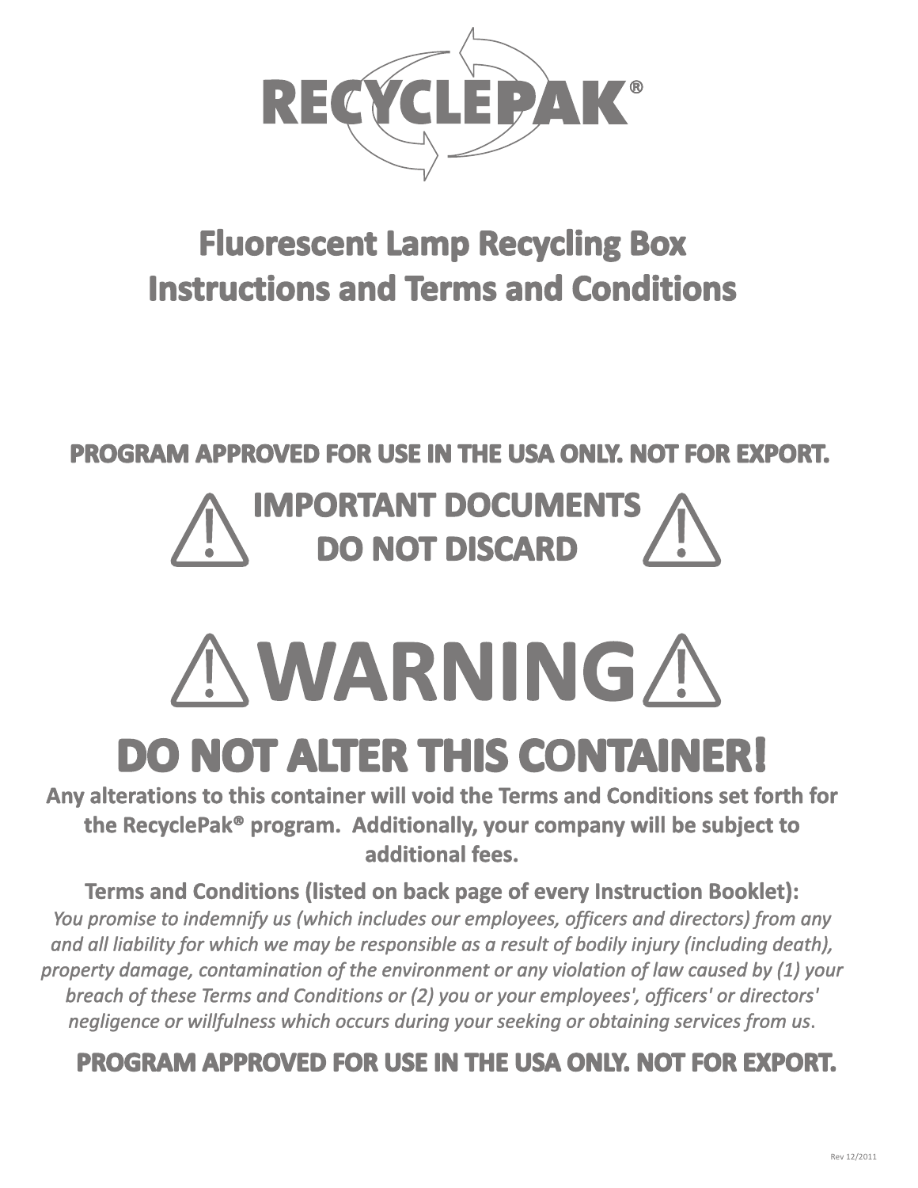# RECYCLEPAK®

## Fluorescent Lamp Recycling Box
## Instructions and Terms and Conditions

**PROGRAM APPROVED FOR USE IN THE USA ONLY. NOT FOR EXPORT.**

## ⚠ IMPORTANT DOCUMENTS ⚠
## DO NOT DISCARD

# ⚠ WARNING ⚠

## DO NOT ALTER THIS CONTAINER!

**Any alterations to this container will void the Terms and Conditions set forth for the RecyclePak® program. Additionally, your company will be subject to additional fees.**

**Terms and Conditions (listed on back page of every Instruction Booklet):**

*You promise to indemnify us (which includes our employees, officers and directors) from any and all liability for which we may be responsible as a result of bodily injury (including death), property damage, contamination of the environment or any violation of law caused by (1) your breach of these Terms and Conditions or (2) you or your employees', officers' or directors' negligence or willfulness which occurs during your seeking or obtaining services from us.*

**PROGRAM APPROVED FOR USE IN THE USA ONLY. NOT FOR EXPORT.**

Rev 12/2011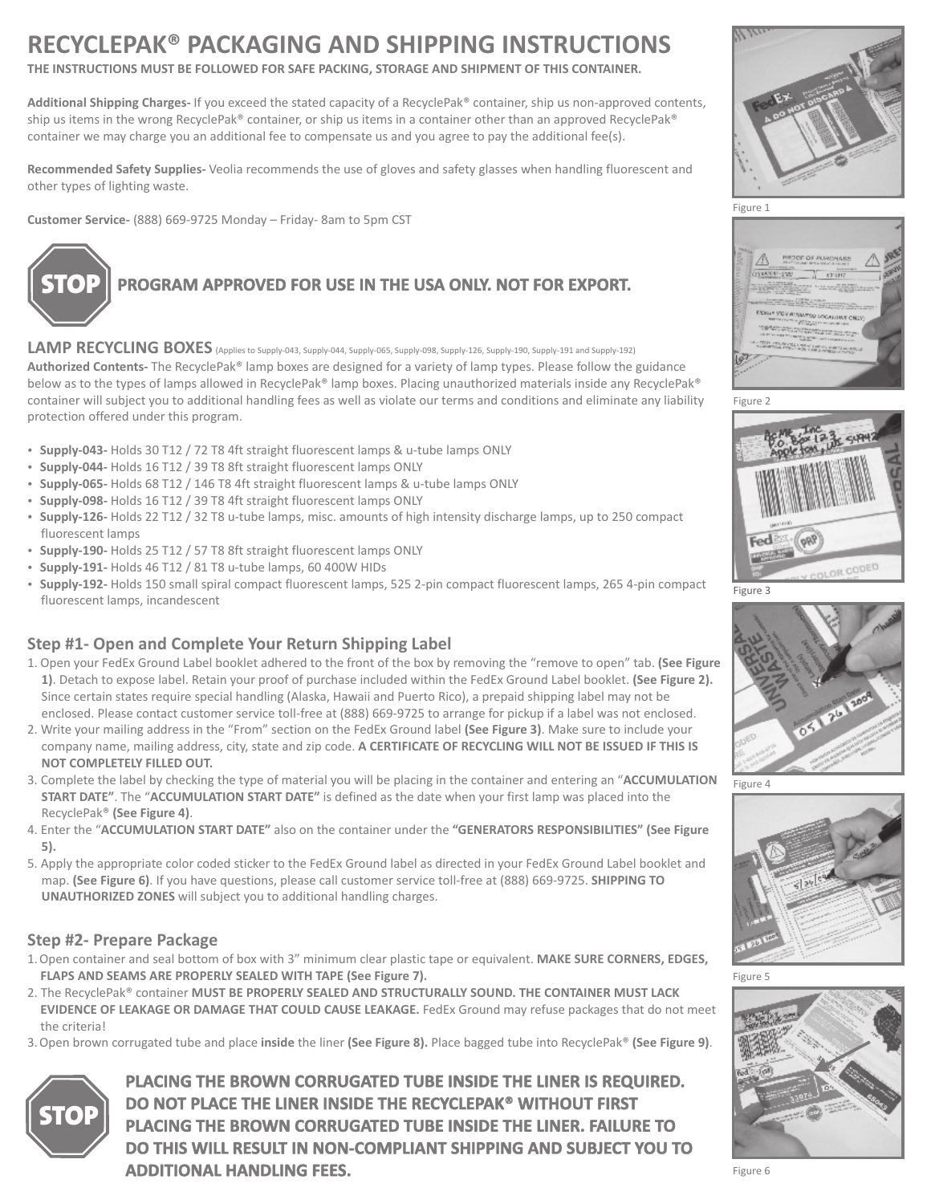# RECYCLEPAK® PACKAGING AND SHIPPING INSTRUCTIONS

**THE INSTRUCTIONS MUST BE FOLLOWED FOR SAFE PACKING, STORAGE AND SHIPMENT OF THIS CONTAINER.**

**Additional Shipping Charges-** If you exceed the stated capacity of a RecyclePak® container, ship us non-approved contents, ship us items in the wrong RecyclePak® container, or ship us items in a container other than an approved RecyclePak® container we may charge you an additional fee to compensate us and you agree to pay the additional fee(s).

**Recommended Safety Supplies-** Veolia recommends the use of gloves and safety glasses when handling fluorescent and other types of lighting waste.

**Customer Service-** (888) 669-9725 Monday – Friday- 8am to 5pm CST

STOP **PROGRAM APPROVED FOR USE IN THE USA ONLY. NOT FOR EXPORT.**

## LAMP RECYCLING BOXES (Applies to Supply-043, Supply-044, Supply-065, Supply-098, Supply-126, Supply-190, Supply-191 and Supply-192)

**Authorized Contents-** The RecyclePak® lamp boxes are designed for a variety of lamp types. Please follow the guidance below as to the types of lamps allowed in RecyclePak® lamp boxes. Placing unauthorized materials inside any RecyclePak® container will subject you to additional handling fees as well as violate our terms and conditions and eliminate any liability protection offered under this program.

- **Supply-043-** Holds 30 T12 / 72 T8 4ft straight fluorescent lamps & u-tube lamps ONLY
- **Supply-044-** Holds 16 T12 / 39 T8 8ft straight fluorescent lamps ONLY
- **Supply-065-** Holds 68 T12 / 146 T8 4ft straight fluorescent lamps & u-tube lamps ONLY
- **Supply-098-** Holds 16 T12 / 39 T8 4ft straight fluorescent lamps ONLY
- **Supply-126-** Holds 22 T12 / 32 T8 u-tube lamps, misc. amounts of high intensity discharge lamps, up to 250 compact fluorescent lamps
- **Supply-190-** Holds 25 T12 / 57 T8 8ft straight fluorescent lamps ONLY
- **Supply-191-** Holds 46 T12 / 81 T8 u-tube lamps, 60 400W HIDs
- **Supply-192-** Holds 150 small spiral compact fluorescent lamps, 525 2-pin compact fluorescent lamps, 265 4-pin compact fluorescent lamps, incandescent

### Step #1- Open and Complete Your Return Shipping Label

1. Open your FedEx Ground Label booklet adhered to the front of the box by removing the "remove to open" tab. **(See Figure 1)**. Detach to expose label. Retain your proof of purchase included within the FedEx Ground Label booklet. **(See Figure 2).** Since certain states require special handling (Alaska, Hawaii and Puerto Rico), a prepaid shipping label may not be enclosed. Please contact customer service toll-free at (888) 669-9725 to arrange for pickup if a label was not enclosed.
2. Write your mailing address in the "From" section on the FedEx Ground label **(See Figure 3)**. Make sure to include your company name, mailing address, city, state and zip code. **A CERTIFICATE OF RECYCLING WILL NOT BE ISSUED IF THIS IS NOT COMPLETELY FILLED OUT.**
3. Complete the label by checking the type of material you will be placing in the container and entering an "**ACCUMULATION START DATE**". The "**ACCUMULATION START DATE"** is defined as the date when your first lamp was placed into the RecyclePak® **(See Figure 4)**.
4. Enter the "**ACCUMULATION START DATE"** also on the container under the **"GENERATORS RESPONSIBILITIES" (See Figure 5).**
5. Apply the appropriate color coded sticker to the FedEx Ground label as directed in your FedEx Ground Label booklet and map. **(See Figure 6)**. If you have questions, please call customer service toll-free at (888) 669-9725. **SHIPPING TO UNAUTHORIZED ZONES** will subject you to additional handling charges.

### Step #2- Prepare Package

1. Open container and seal bottom of box with 3" minimum clear plastic tape or equivalent. **MAKE SURE CORNERS, EDGES, FLAPS AND SEAMS ARE PROPERLY SEALED WITH TAPE (See Figure 7).**
2. The RecyclePak® container **MUST BE PROPERLY SEALED AND STRUCTURALLY SOUND. THE CONTAINER MUST LACK EVIDENCE OF LEAKAGE OR DAMAGE THAT COULD CAUSE LEAKAGE.** FedEx Ground may refuse packages that do not meet the criteria!
3. Open brown corrugated tube and place **inside** the liner **(See Figure 8).** Place bagged tube into RecyclePak® **(See Figure 9)**.

STOP **PLACING THE BROWN CORRUGATED TUBE INSIDE THE LINER IS REQUIRED. DO NOT PLACE THE LINER INSIDE THE RECYCLEPAK® WITHOUT FIRST PLACING THE BROWN CORRUGATED TUBE INSIDE THE LINER. FAILURE TO DO THIS WILL RESULT IN NON-COMPLIANT SHIPPING AND SUBJECT YOU TO ADDITIONAL HANDLING FEES.**

Figure 1

Figure 2

Figure 3

Figure 4

Figure 5

Figure 6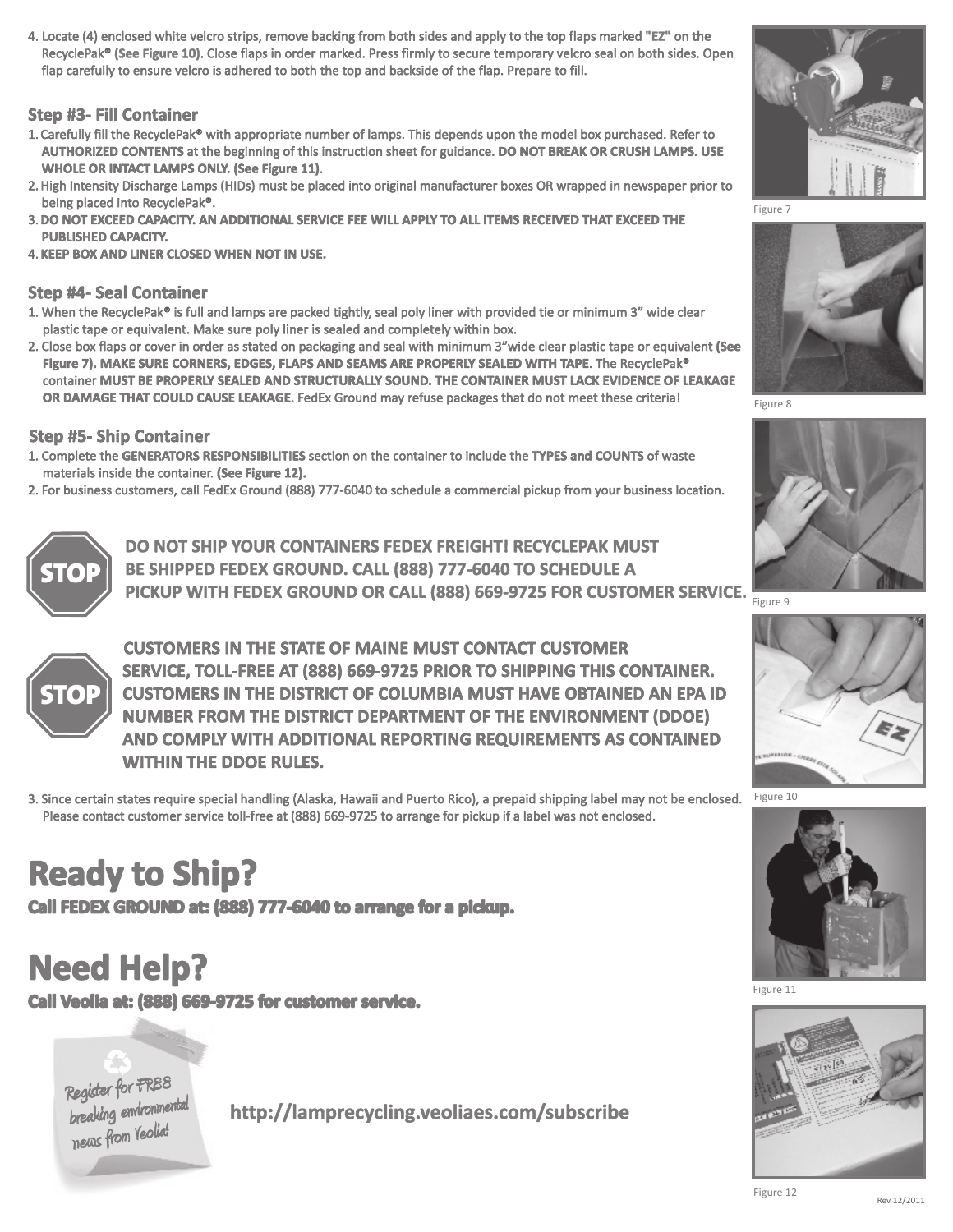4. Locate (4) enclosed white velcro strips, remove backing from both sides and apply to the top flaps marked "EZ" on the RecyclePak® **(See Figure 10)**. Close flaps in order marked. Press firmly to secure temporary velcro seal on both sides. Open flap carefully to ensure velcro is adhered to both the top and backside of the flap. Prepare to fill.

### Step #3- Fill Container

1. Carefully fill the RecyclePak® with appropriate number of lamps. This depends upon the model box purchased. Refer to **AUTHORIZED CONTENTS** at the beginning of this instruction sheet for guidance. **DO NOT BREAK OR CRUSH LAMPS. USE WHOLE OR INTACT LAMPS ONLY. (See Figure 11)**.
2. High Intensity Discharge Lamps (HIDs) must be placed into original manufacturer boxes OR wrapped in newspaper prior to being placed into RecyclePak®.
3. **DO NOT EXCEED CAPACITY. AN ADDITIONAL SERVICE FEE WILL APPLY TO ALL ITEMS RECEIVED THAT EXCEED THE PUBLISHED CAPACITY.**
4. **KEEP BOX AND LINER CLOSED WHEN NOT IN USE.**

### Step #4- Seal Container

1. When the RecyclePak® is full and lamps are packed tightly, seal poly liner with provided tie or minimum 3" wide clear plastic tape or equivalent. Make sure poly liner is sealed and completely within box.
2. Close box flaps or cover in order as stated on packaging and seal with minimum 3"wide clear plastic tape or equivalent **(See Figure 7). MAKE SURE CORNERS, EDGES, FLAPS AND SEAMS ARE PROPERLY SEALED WITH TAPE**. The RecyclePak® container **MUST BE PROPERLY SEALED AND STRUCTURALLY SOUND. THE CONTAINER MUST LACK EVIDENCE OF LEAKAGE OR DAMAGE THAT COULD CAUSE LEAKAGE**. FedEx Ground may refuse packages that do not meet these criteria!

### Step #5- Ship Container

1. Complete the **GENERATORS RESPONSIBILITIES** section on the container to include the **TYPES and COUNTS** of waste materials inside the container. **(See Figure 12).**
2. For business customers, call FedEx Ground (888) 777-6040 to schedule a commercial pickup from your business location.

STOP **DO NOT SHIP YOUR CONTAINERS FEDEX FREIGHT! RECYCLEPAK MUST BE SHIPPED FEDEX GROUND. CALL (888) 777-6040 TO SCHEDULE A PICKUP WITH FEDEX GROUND OR CALL (888) 669-9725 FOR CUSTOMER SERVICE.**

STOP **CUSTOMERS IN THE STATE OF MAINE MUST CONTACT CUSTOMER SERVICE, TOLL-FREE AT (888) 669-9725 PRIOR TO SHIPPING THIS CONTAINER. CUSTOMERS IN THE DISTRICT OF COLUMBIA MUST HAVE OBTAINED AN EPA ID NUMBER FROM THE DISTRICT DEPARTMENT OF THE ENVIRONMENT (DDOE) AND COMPLY WITH ADDITIONAL REPORTING REQUIREMENTS AS CONTAINED WITHIN THE DDOE RULES.**

3. Since certain states require special handling (Alaska, Hawaii and Puerto Rico), a prepaid shipping label may not be enclosed. Please contact customer service toll-free at (888) 669-9725 to arrange for pickup if a label was not enclosed.

# Ready to Ship?

**Call FEDEX GROUND at: (888) 777-6040 to arrange for a pickup.**

# Need Help?

**Call Veolia at: (888) 669-9725 for customer service.**

Register for FREE breaking environmental news from Veolia!

**http://lamprecycling.veoliaes.com/subscribe**

Figure 7

Figure 8

Figure 9

Figure 10

Figure 11

Figure 12

Rev 12/2011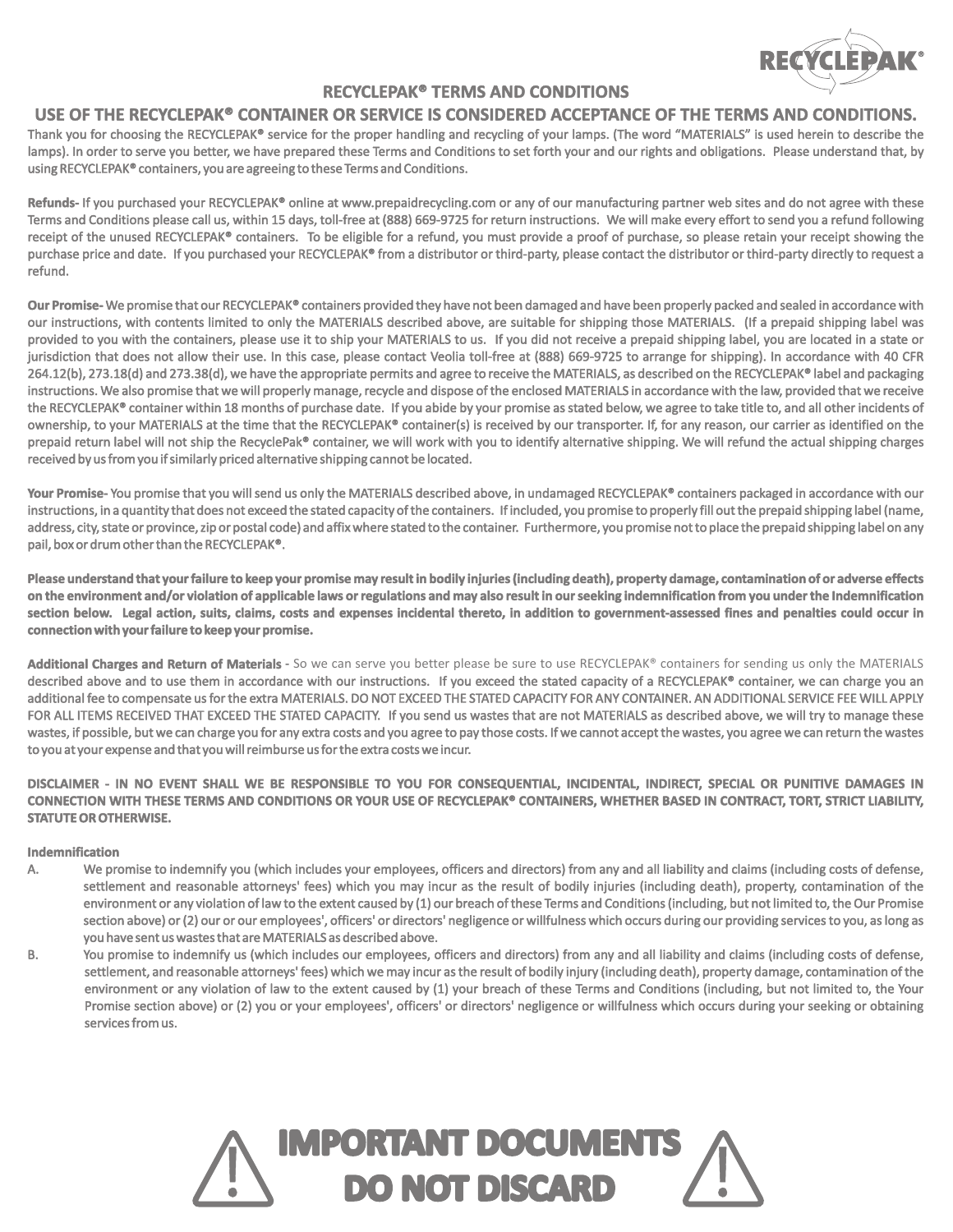RECYCLEPAK®

## RECYCLEPAK® TERMS AND CONDITIONS

## USE OF THE RECYCLEPAK® CONTAINER OR SERVICE IS CONSIDERED ACCEPTANCE OF THE TERMS AND CONDITIONS.

Thank you for choosing the RECYCLEPAK® service for the proper handling and recycling of your lamps. (The word "MATERIALS" is used herein to describe the lamps). In order to serve you better, we have prepared these Terms and Conditions to set forth your and our rights and obligations. Please understand that, by using RECYCLEPAK® containers, you are agreeing to these Terms and Conditions.

**Refunds-** If you purchased your RECYCLEPAK® online at www.prepaidrecycling.com or any of our manufacturing partner web sites and do not agree with these Terms and Conditions please call us, within 15 days, toll-free at (888) 669-9725 for return instructions. We will make every effort to send you a refund following receipt of the unused RECYCLEPAK® containers. To be eligible for a refund, you must provide a proof of purchase, so please retain your receipt showing the purchase price and date. If you purchased your RECYCLEPAK® from a distributor or third-party, please contact the distributor or third-party directly to request a refund.

**Our Promise-** We promise that our RECYCLEPAK® containers provided they have not been damaged and have been properly packed and sealed in accordance with our instructions, with contents limited to only the MATERIALS described above, are suitable for shipping those MATERIALS. (If a prepaid shipping label was provided to you with the containers, please use it to ship your MATERIALS to us. If you did not receive a prepaid shipping label, you are located in a state or jurisdiction that does not allow their use. In this case, please contact Veolia toll-free at (888) 669-9725 to arrange for shipping). In accordance with 40 CFR 264.12(b), 273.18(d) and 273.38(d), we have the appropriate permits and agree to receive the MATERIALS, as described on the RECYCLEPAK® label and packaging instructions. We also promise that we will properly manage, recycle and dispose of the enclosed MATERIALS in accordance with the law, provided that we receive the RECYCLEPAK® container within 18 months of purchase date. If you abide by your promise as stated below, we agree to take title to, and all other incidents of ownership, to your MATERIALS at the time that the RECYCLEPAK® container(s) is received by our transporter. If, for any reason, our carrier as identified on the prepaid return label will not ship the RecyclePak® container, we will work with you to identify alternative shipping. We will refund the actual shipping charges received by us from you if similarly priced alternative shipping cannot be located.

**Your Promise-** You promise that you will send us only the MATERIALS described above, in undamaged RECYCLEPAK® containers packaged in accordance with our instructions, in a quantity that does not exceed the stated capacity of the containers. If included, you promise to properly fill out the prepaid shipping label (name, address, city, state or province, zip or postal code) and affix where stated to the container. Furthermore, you promise not to place the prepaid shipping label on any pail, box or drum other than the RECYCLEPAK®.

**Please understand that your failure to keep your promise may result in bodily injuries (including death), property damage, contamination of or adverse effects on the environment and/or violation of applicable laws or regulations and may also result in our seeking indemnification from you under the Indemnification section below. Legal action, suits, claims, costs and expenses incidental thereto, in addition to government-assessed fines and penalties could occur in connection with your failure to keep your promise.**

**Additional Charges and Return of Materials** - So we can serve you better please be sure to use RECYCLEPAK® containers for sending us only the MATERIALS described above and to use them in accordance with our instructions. If you exceed the stated capacity of a RECYCLEPAK® container, we can charge you an additional fee to compensate us for the extra MATERIALS. DO NOT EXCEED THE STATED CAPACITY FOR ANY CONTAINER. AN ADDITIONAL SERVICE FEE WILL APPLY FOR ALL ITEMS RECEIVED THAT EXCEED THE STATED CAPACITY. If you send us wastes that are not MATERIALS as described above, we will try to manage these wastes, if possible, but we can charge you for any extra costs and you agree to pay those costs. If we cannot accept the wastes, you agree we can return the wastes to you at your expense and that you will reimburse us for the extra costs we incur.

**DISCLAIMER - IN NO EVENT SHALL WE BE RESPONSIBLE TO YOU FOR CONSEQUENTIAL, INCIDENTAL, INDIRECT, SPECIAL OR PUNITIVE DAMAGES IN CONNECTION WITH THESE TERMS AND CONDITIONS OR YOUR USE OF RECYCLEPAK® CONTAINERS, WHETHER BASED IN CONTRACT, TORT, STRICT LIABILITY, STATUTE OR OTHERWISE.**

**Indemnification**

A. We promise to indemnify you (which includes your employees, officers and directors) from any and all liability and claims (including costs of defense, settlement and reasonable attorneys' fees) which you may incur as the result of bodily injuries (including death), property, contamination of the environment or any violation of law to the extent caused by (1) our breach of these Terms and Conditions (including, but not limited to, the Our Promise section above) or (2) our or our employees', officers' or directors' negligence or willfulness which occurs during our providing services to you, as long as you have sent us wastes that are MATERIALS as described above.

B. You promise to indemnify us (which includes our employees, officers and directors) from any and all liability and claims (including costs of defense, settlement, and reasonable attorneys' fees) which we may incur as the result of bodily injury (including death), property damage, contamination of the environment or any violation of law to the extent caused by (1) your breach of these Terms and Conditions (including, but not limited to, the Your Promise section above) or (2) you or your employees', officers' or directors' negligence or willfulness which occurs during your seeking or obtaining services from us.

# IMPORTANT DOCUMENTS DO NOT DISCARD